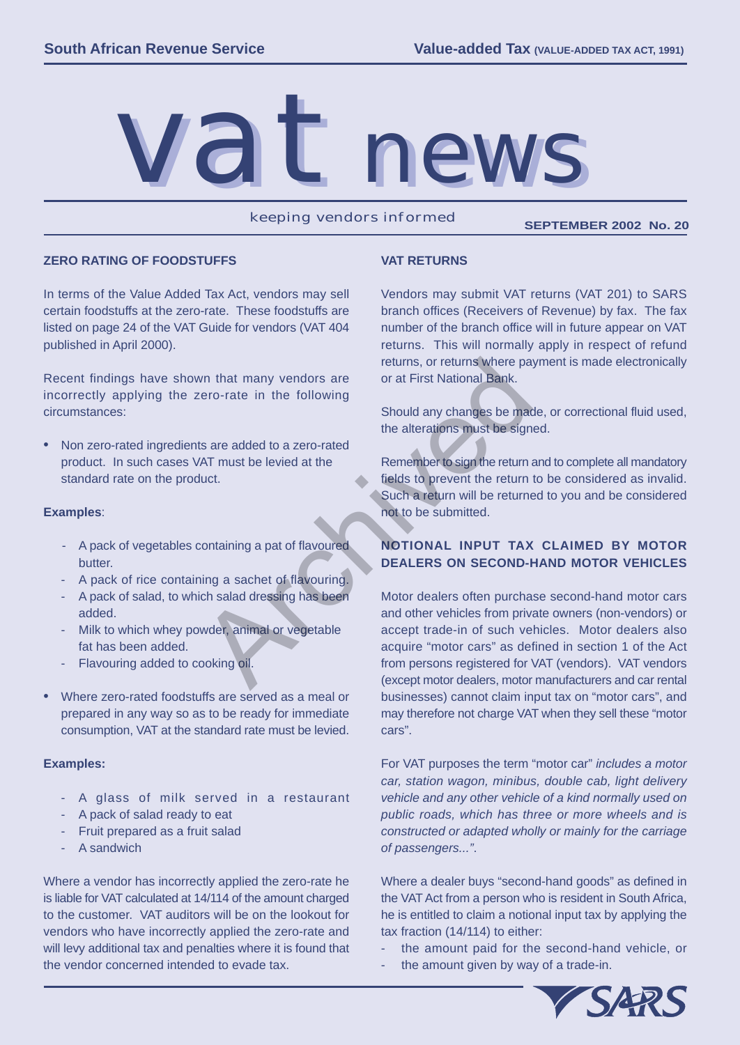# vat news

keeping vendors informed

**SEPTEMBER 2002 No. 20**

## ZERO RATING OF FOODSTUFFS

In terms of the Value Added Tax Act, vendors may sell certain foodstuffs at the zero-rate. These foodstuffs are listed on page 24 of the VAT Guide for vendors (VAT 404 published in April 2000).

Recent findings have shown that many vendors are incorrectly applying the zero-rate in the following circumstances:

- Non zero-rated ingredients are added to a zero-rated product. In such cases VAT must be levied at the standard rate on the product.

**Examples**:

- A pack of vegetables containing a pat of flavoured butter.
- A pack of rice containing a sachet of flavouring.
- A pack of salad, to which salad dressing has been added.
- Milk to which whey powder, animal or vegetable fat has been added.
- Flavouring added to cooking oil.

- Where zero-rated foodstuffs are served as a meal or prepared in any way so as to be ready for immediate consumption, VAT at the standard rate must be levied.

**Examples:**

- A glass of milk served in a restaurant
- A pack of salad ready to eat
- Fruit prepared as a fruit salad
- A sandwich

Where a vendor has incorrectly applied the zero-rate he is liable for VAT calculated at 14/114 of the amount charged to the customer. VAT auditors will be on the lookout for vendors who have incorrectly applied the zero-rate and will levy additional tax and penalties where it is found that the vendor concerned intended to evade tax.

## VAT RETURNS

Vendors may submit VAT returns (VAT 201) to SARS branch offices (Receivers of Revenue) by fax. The fax number of the branch office will in future appear on VAT returns. This will normally apply in respect of refund returns, or returns where payment is made electronically or at First National Bank.

Should any changes be made, or correctional fluid used, the alterations must be signed.

Remember to sign the return and to complete all mandatory fields to prevent the return to be considered as invalid. Such a return will be returned to you and be considered not to be submitted.

## NOTIONAL INPUT TAX CLAIMED BY MOTOR DEALERS ON SECOND-HAND MOTOR VEHICLES

Motor dealers often purchase second-hand motor cars and other vehicles from private owners (non-vendors) or accept trade-in of such vehicles. Motor dealers also acquire "motor cars" as defined in section 1 of the Act from persons registered for VAT (vendors). VAT vendors (except motor dealers, motor manufacturers and car rental businesses) cannot claim input tax on "motor cars", and may therefore not charge VAT when they sell these "motor cars".

For VAT purposes the term "motor car" *includes a motor car, station wagon, minibus, double cab, light delivery vehicle and any other vehicle of a kind normally used on public roads, which has three or more wheels and is constructed or adapted wholly or mainly for the carriage of passengers...".*

Where a dealer buys "second-hand goods" as defined in the VAT Act from a person who is resident in South Africa, he is entitled to claim a notional input tax by applying the tax fraction (14/114) to either:

- the amount paid for the second-hand vehicle, or
- the amount given by way of a trade-in.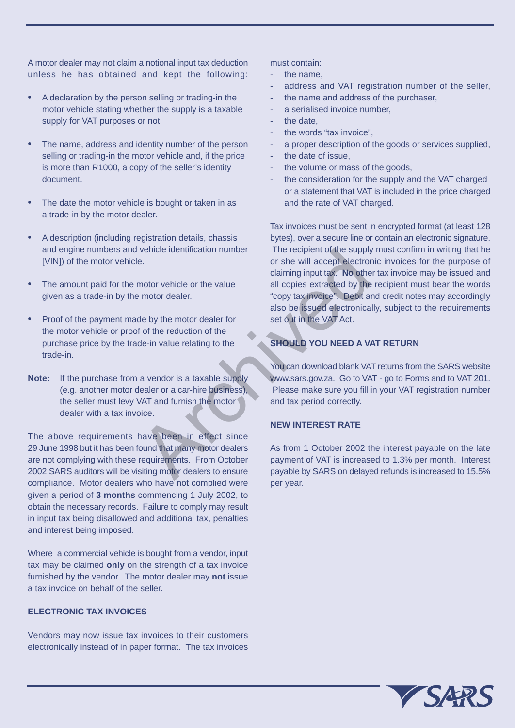A motor dealer may not claim a notional input tax deduction unless he has obtained and kept the following:

- A declaration by the person selling or trading-in the motor vehicle stating whether the supply is a taxable supply for VAT purposes or not.
- The name, address and identity number of the person selling or trading-in the motor vehicle and, if the price is more than R1000, a copy of the seller's identity document.
- The date the motor vehicle is bought or taken in as a trade-in by the motor dealer.
- A description (including registration details, chassis and engine numbers and vehicle identification number [VIN]) of the motor vehicle.
- The amount paid for the motor vehicle or the value given as a trade-in by the motor dealer.
- Proof of the payment made by the motor dealer for the motor vehicle or proof of the reduction of the purchase price by the trade-in value relating to the trade-in.

**Note:** If the purchase from a vendor is a taxable supply (e.g. another motor dealer or a car-hire business), the seller must levy VAT and furnish the motor dealer with a tax invoice.

The above requirements have been in effect since 29 June 1998 but it has been found that many motor dealers are not complying with these requirements. From October 2002 SARS auditors will be visiting motor dealers to ensure compliance. Motor dealers who have not complied were given a period of **3 months** commencing 1 July 2002, to obtain the necessary records. Failure to comply may result in input tax being disallowed and additional tax, penalties and interest being imposed.

Where a commercial vehicle is bought from a vendor, input tax may be claimed **only** on the strength of a tax invoice furnished by the vendor. The motor dealer may **not** issue a tax invoice on behalf of the seller.

## ELECTRONIC TAX INVOICES

Vendors may now issue tax invoices to their customers electronically instead of in paper format. The tax invoices must contain:

- the name,
- address and VAT registration number of the seller,
- the name and address of the purchaser,
- a serialised invoice number,
- the date,
- the words "tax invoice",
- a proper description of the goods or services supplied,
- the date of issue,
- the volume or mass of the goods,
- the consideration for the supply and the VAT charged or a statement that VAT is included in the price charged and the rate of VAT charged.

Tax invoices must be sent in encrypted format (at least 128 bytes), over a secure line or contain an electronic signature. The recipient of the supply must confirm in writing that he or she will accept electronic invoices for the purpose of claiming input tax. **No** other tax invoice may be issued and all copies extracted by the recipient must bear the words "copy tax invoice". Debit and credit notes may accordingly also be issued electronically, subject to the requirements set out in the VAT Act.

## SHOULD YOU NEED A VAT RETURN

You can download blank VAT returns from the SARS website www.sars.gov.za. Go to VAT - go to Forms and to VAT 201. Please make sure you fill in your VAT registration number and tax period correctly.

## NEW INTEREST RATE

As from 1 October 2002 the interest payable on the late payment of VAT is increased to 1.3% per month. Interest payable by SARS on delayed refunds is increased to 15.5% per year.